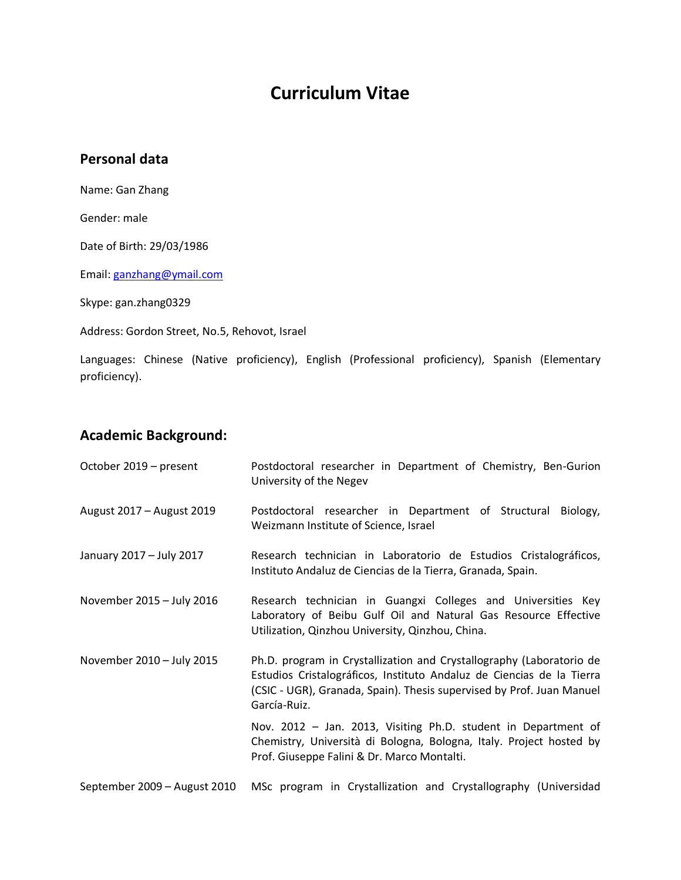# Curriculum Vitae

## Personal data

Name: Gan Zhang

Gender: male

Date of Birth: 29/03/1986

Email: ganzhang@ymail.com

Skype: gan.zhang0329

Address: Gordon Street, No.5, Rehovot, Israel

Languages: Chinese (Native proficiency), English (Professional proficiency), Spanish (Elementary proficiency).

## Academic Background:

| | |
|---|---|
| October 2019 – present | Postdoctoral researcher in Department of Chemistry, Ben-Gurion University of the Negev |
| August 2017 – August 2019 | Postdoctoral researcher in Department of Structural Biology, Weizmann Institute of Science, Israel |
| January 2017 – July 2017 | Research technician in Laboratorio de Estudios Cristalográficos, Instituto Andaluz de Ciencias de la Tierra, Granada, Spain. |
| November 2015 – July 2016 | Research technician in Guangxi Colleges and Universities Key Laboratory of Beibu Gulf Oil and Natural Gas Resource Effective Utilization, Qinzhou University, Qinzhou, China. |
| November 2010 – July 2015 | Ph.D. program in Crystallization and Crystallography (Laboratorio de Estudios Cristalográficos, Instituto Andaluz de Ciencias de la Tierra (CSIC - UGR), Granada, Spain). Thesis supervised by Prof. Juan Manuel García-Ruiz. |
| | Nov. 2012 – Jan. 2013, Visiting Ph.D. student in Department of Chemistry, Università di Bologna, Bologna, Italy. Project hosted by Prof. Giuseppe Falini & Dr. Marco Montalti. |
| September 2009 – August 2010 | MSc program in Crystallization and Crystallography (Universidad |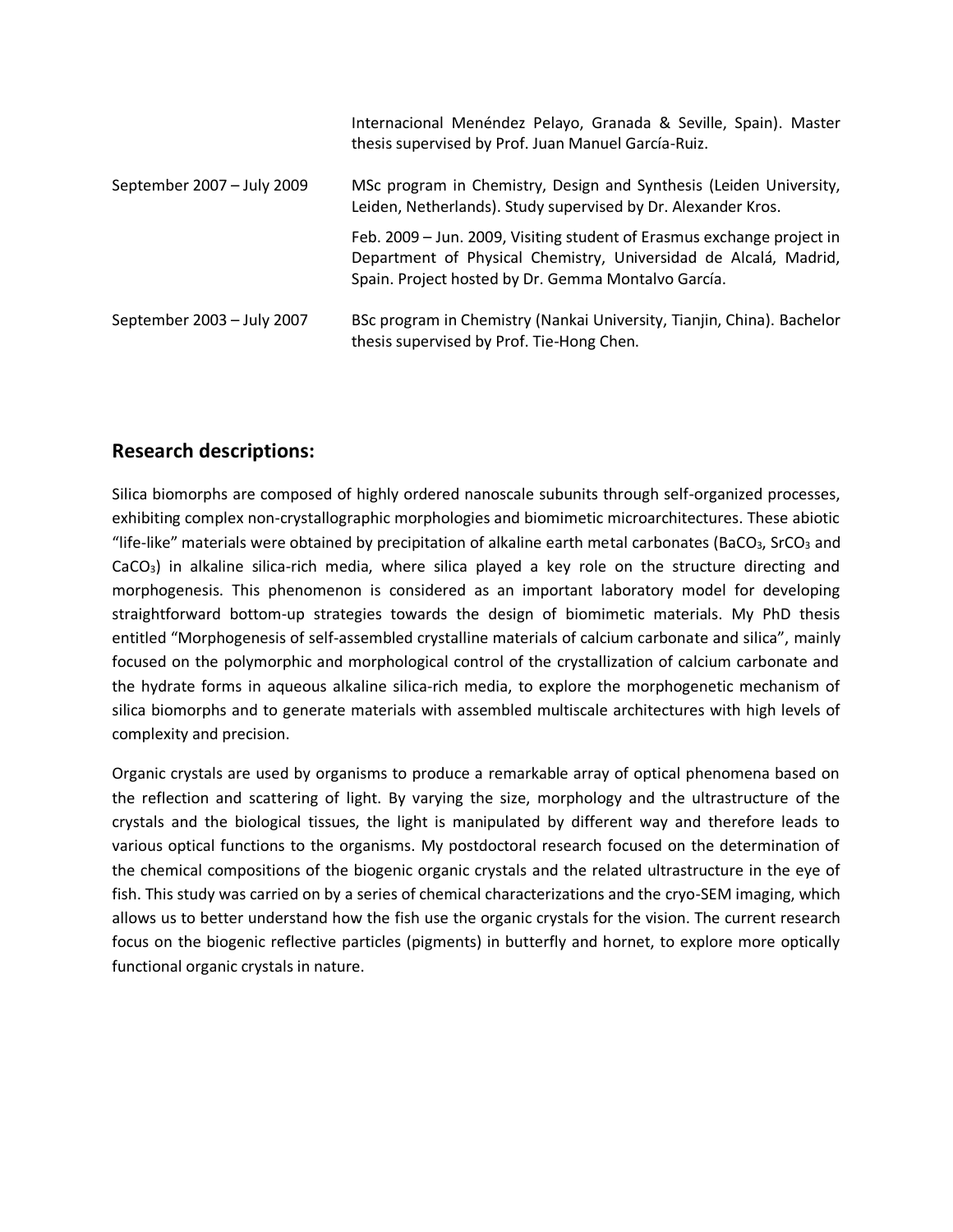| | |
|---|---|
| | Internacional Menéndez Pelayo, Granada & Seville, Spain). Master thesis supervised by Prof. Juan Manuel García-Ruiz. |
| September 2007 – July 2009 | MSc program in Chemistry, Design and Synthesis (Leiden University, Leiden, Netherlands). Study supervised by Dr. Alexander Kros. |
| | Feb. 2009 – Jun. 2009, Visiting student of Erasmus exchange project in Department of Physical Chemistry, Universidad de Alcalá, Madrid, Spain. Project hosted by Dr. Gemma Montalvo García. |
| September 2003 – July 2007 | BSc program in Chemistry (Nankai University, Tianjin, China). Bachelor thesis supervised by Prof. Tie-Hong Chen. |

## Research descriptions:

Silica biomorphs are composed of highly ordered nanoscale subunits through self-organized processes, exhibiting complex non-crystallographic morphologies and biomimetic microarchitectures. These abiotic "life-like" materials were obtained by precipitation of alkaline earth metal carbonates ($BaCO_3$, $SrCO_3$ and $CaCO_3$) in alkaline silica-rich media, where silica played a key role on the structure directing and morphogenesis. This phenomenon is considered as an important laboratory model for developing straightforward bottom-up strategies towards the design of biomimetic materials. My PhD thesis entitled "Morphogenesis of self-assembled crystalline materials of calcium carbonate and silica", mainly focused on the polymorphic and morphological control of the crystallization of calcium carbonate and the hydrate forms in aqueous alkaline silica-rich media, to explore the morphogenetic mechanism of silica biomorphs and to generate materials with assembled multiscale architectures with high levels of complexity and precision.

Organic crystals are used by organisms to produce a remarkable array of optical phenomena based on the reflection and scattering of light. By varying the size, morphology and the ultrastructure of the crystals and the biological tissues, the light is manipulated by different way and therefore leads to various optical functions to the organisms. My postdoctoral research focused on the determination of the chemical compositions of the biogenic organic crystals and the related ultrastructure in the eye of fish. This study was carried on by a series of chemical characterizations and the cryo-SEM imaging, which allows us to better understand how the fish use the organic crystals for the vision. The current research focus on the biogenic reflective particles (pigments) in butterfly and hornet, to explore more optically functional organic crystals in nature.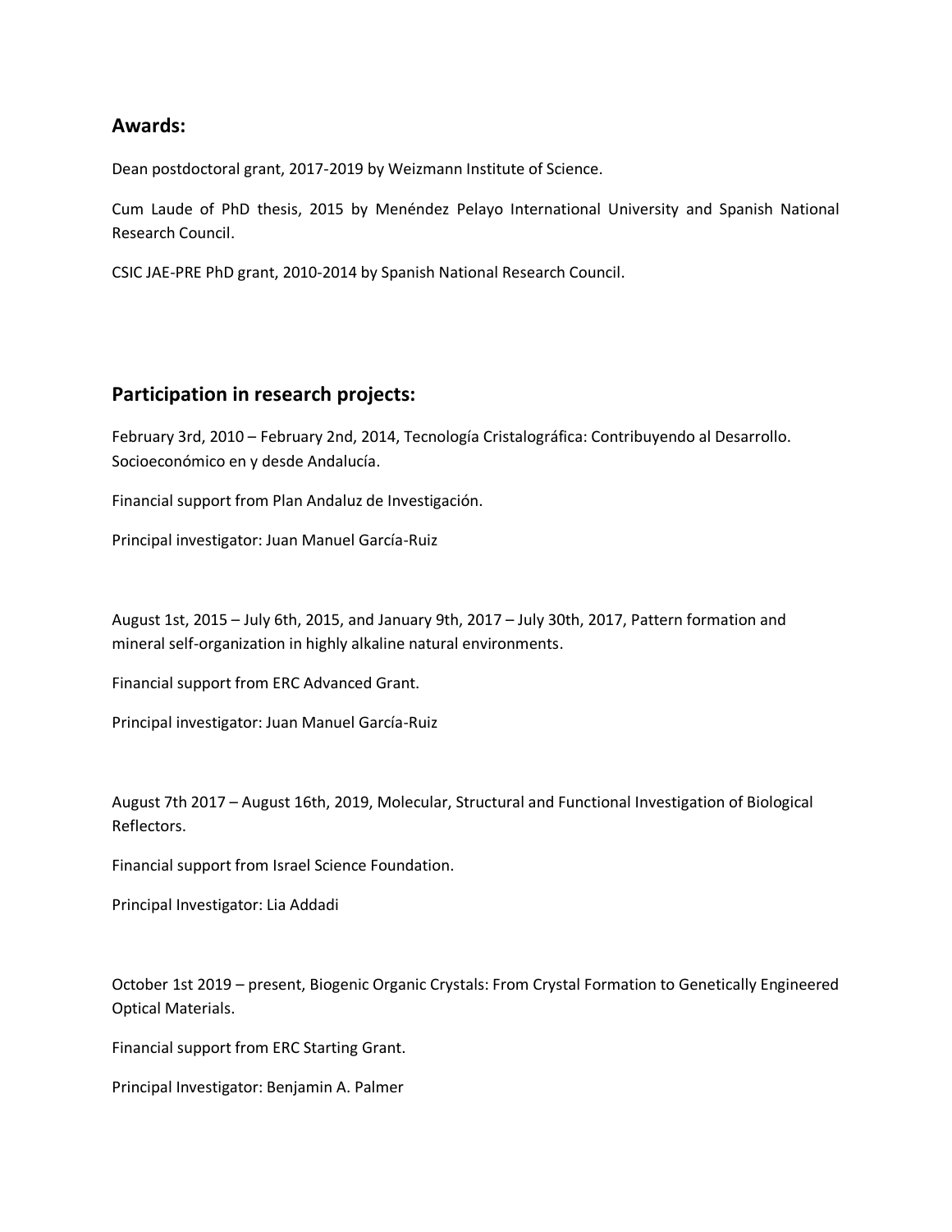## Awards:

Dean postdoctoral grant, 2017-2019 by Weizmann Institute of Science.

Cum Laude of PhD thesis, 2015 by Menéndez Pelayo International University and Spanish National Research Council.

CSIC JAE-PRE PhD grant, 2010-2014 by Spanish National Research Council.

## Participation in research projects:

February 3rd, 2010 – February 2nd, 2014, Tecnología Cristalográfica: Contribuyendo al Desarrollo. Socioeconómico en y desde Andalucía.

Financial support from Plan Andaluz de Investigación.

Principal investigator: Juan Manuel García-Ruiz

August 1st, 2015 – July 6th, 2015, and January 9th, 2017 – July 30th, 2017, Pattern formation and mineral self-organization in highly alkaline natural environments.

Financial support from ERC Advanced Grant.

Principal investigator: Juan Manuel García-Ruiz

August 7th 2017 – August 16th, 2019, Molecular, Structural and Functional Investigation of Biological Reflectors.

Financial support from Israel Science Foundation.

Principal Investigator: Lia Addadi

October 1st 2019 – present, Biogenic Organic Crystals: From Crystal Formation to Genetically Engineered Optical Materials.

Financial support from ERC Starting Grant.

Principal Investigator: Benjamin A. Palmer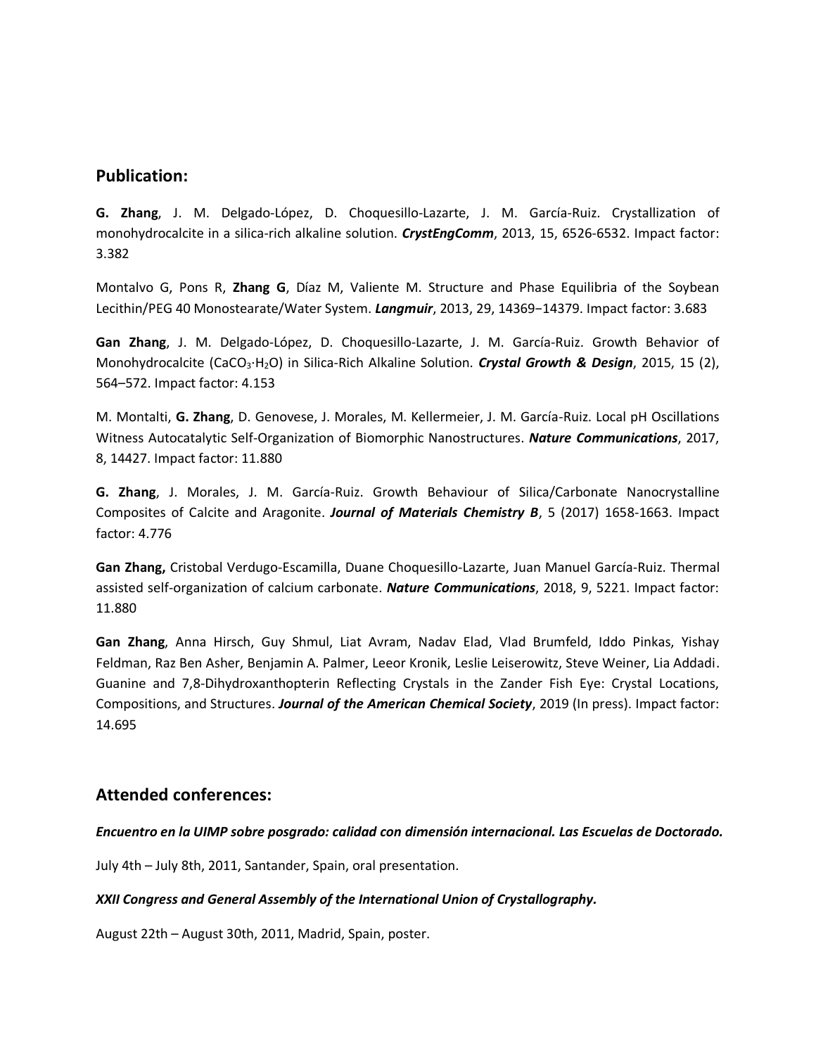## Publication:

**G. Zhang**, J. M. Delgado-López, D. Choquesillo-Lazarte, J. M. García-Ruiz. Crystallization of monohydrocalcite in a silica-rich alkaline solution. ***CrystEngComm***, 2013, 15, 6526-6532. Impact factor: 3.382

Montalvo G, Pons R, **Zhang G**, Díaz M, Valiente M. Structure and Phase Equilibria of the Soybean Lecithin/PEG 40 Monostearate/Water System. ***Langmuir***, 2013, 29, 14369−14379. Impact factor: 3.683

**Gan Zhang**, J. M. Delgado-López, D. Choquesillo-Lazarte, J. M. García-Ruiz. Growth Behavior of Monohydrocalcite ($CaCO_3 \cdot H_2O$) in Silica-Rich Alkaline Solution. ***Crystal Growth & Design***, 2015, 15 (2), 564–572. Impact factor: 4.153

M. Montalti, **G. Zhang**, D. Genovese, J. Morales, M. Kellermeier, J. M. García-Ruiz. Local pH Oscillations Witness Autocatalytic Self-Organization of Biomorphic Nanostructures. ***Nature Communications***, 2017, 8, 14427. Impact factor: 11.880

**G. Zhang**, J. Morales, J. M. García-Ruiz. Growth Behaviour of Silica/Carbonate Nanocrystalline Composites of Calcite and Aragonite. ***Journal of Materials Chemistry B***, 5 (2017) 1658-1663. Impact factor: 4.776

**Gan Zhang,** Cristobal Verdugo-Escamilla, Duane Choquesillo-Lazarte, Juan Manuel García-Ruiz. Thermal assisted self-organization of calcium carbonate. ***Nature Communications***, 2018, 9, 5221. Impact factor: 11.880

**Gan Zhang**, Anna Hirsch, Guy Shmul, Liat Avram, Nadav Elad, Vlad Brumfeld, Iddo Pinkas, Yishay Feldman, Raz Ben Asher, Benjamin A. Palmer, Leeor Kronik, Leslie Leiserowitz, Steve Weiner, Lia Addadi. Guanine and 7,8-Dihydroxanthopterin Reflecting Crystals in the Zander Fish Eye: Crystal Locations, Compositions, and Structures. ***Journal of the American Chemical Society***, 2019 (In press). Impact factor: 14.695

## Attended conferences:

***Encuentro en la UIMP sobre posgrado: calidad con dimensión internacional. Las Escuelas de Doctorado.***

July 4th – July 8th, 2011, Santander, Spain, oral presentation.

***XXII Congress and General Assembly of the International Union of Crystallography.***

August 22th – August 30th, 2011, Madrid, Spain, poster.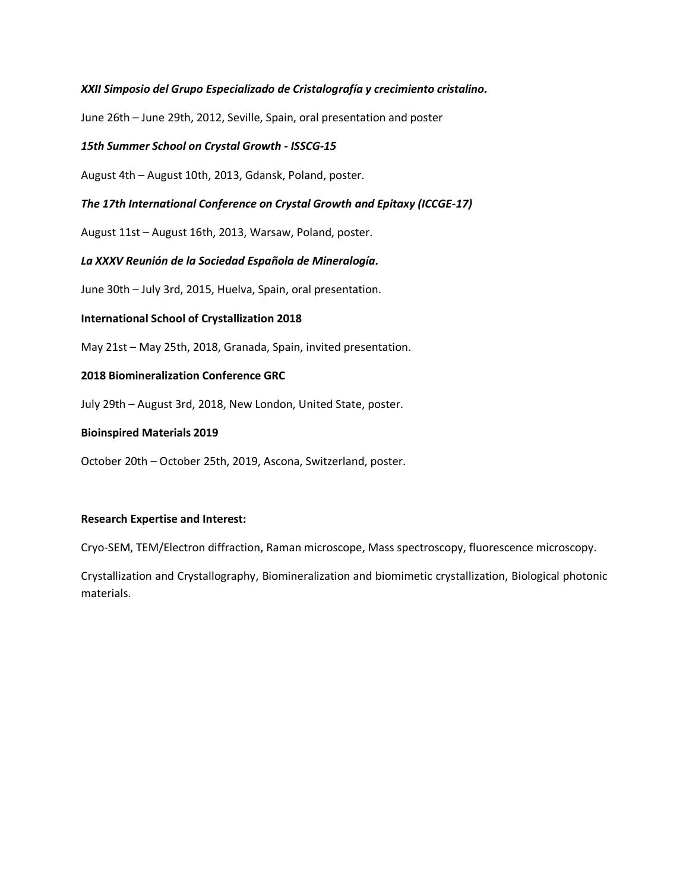***XXII Simposio del Grupo Especializado de Cristalografía y crecimiento cristalino.***

June 26th – June 29th, 2012, Seville, Spain, oral presentation and poster

***15th Summer School on Crystal Growth - ISSCG-15***

August 4th – August 10th, 2013, Gdansk, Poland, poster.

***The 17th International Conference on Crystal Growth and Epitaxy (ICCGE-17)***

August 11st – August 16th, 2013, Warsaw, Poland, poster.

***La XXXV Reunión de la Sociedad Española de Mineralogía.***

June 30th – July 3rd, 2015, Huelva, Spain, oral presentation.

**International School of Crystallization 2018**

May 21st – May 25th, 2018, Granada, Spain, invited presentation.

**2018 Biomineralization Conference GRC**

July 29th – August 3rd, 2018, New London, United State, poster.

**Bioinspired Materials 2019**

October 20th – October 25th, 2019, Ascona, Switzerland, poster.

**Research Expertise and Interest:**

Cryo-SEM, TEM/Electron diffraction, Raman microscope, Mass spectroscopy, fluorescence microscopy.

Crystallization and Crystallography, Biomineralization and biomimetic crystallization, Biological photonic materials.